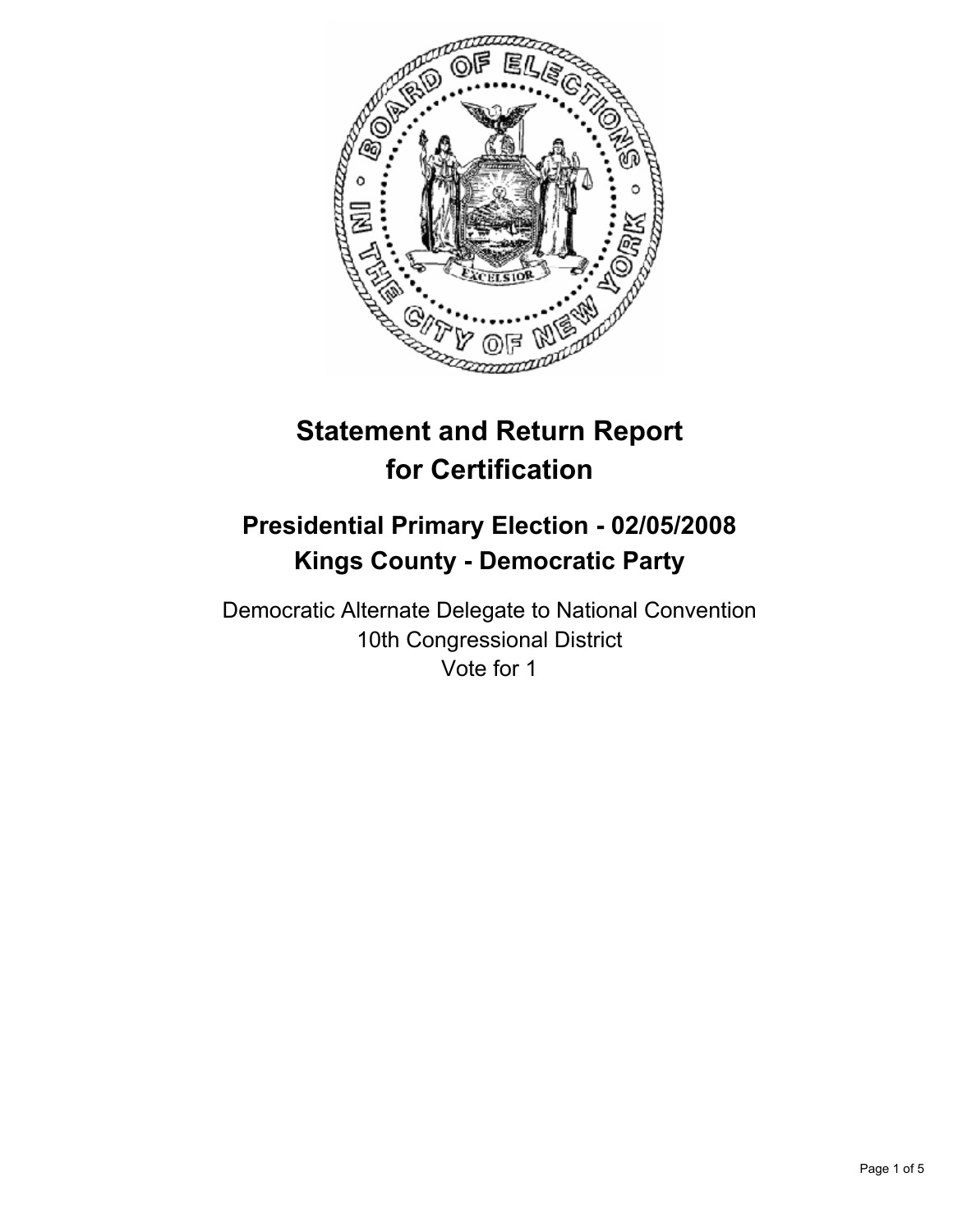# Statement and Return Report for Certification

## Presidential Primary Election - 02/05/2008
## Kings County - Democratic Party

Democratic Alternate Delegate to National Convention
10th Congressional District
Vote for 1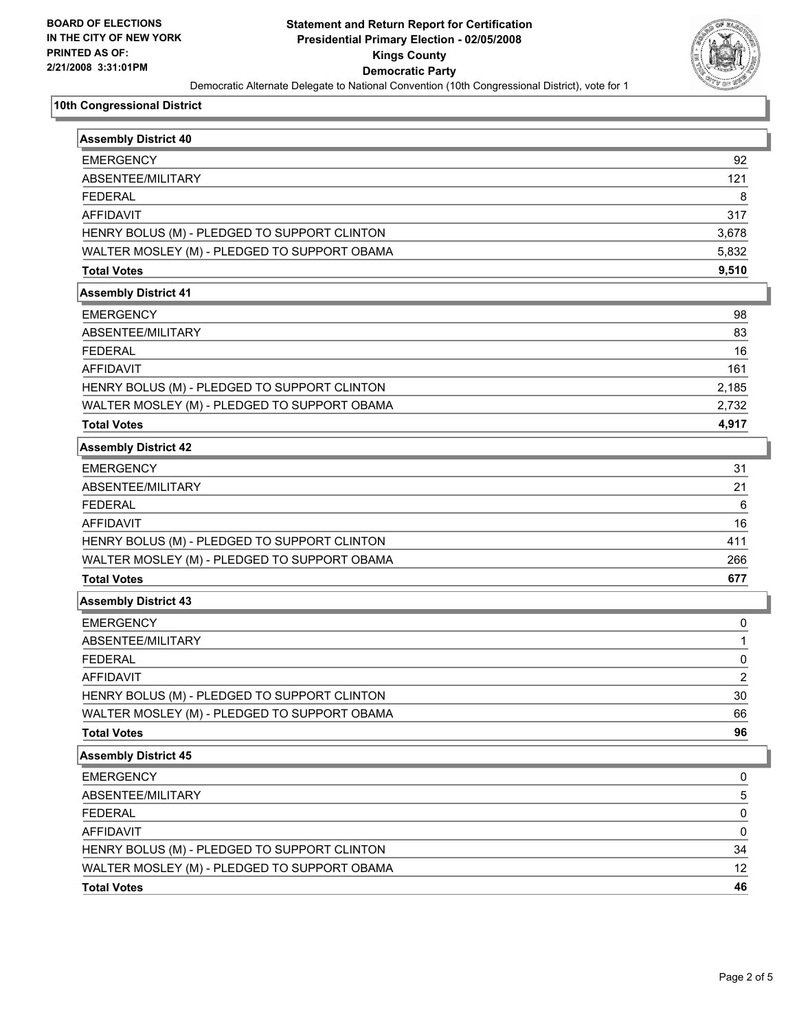BOARD OF ELECTIONS
IN THE CITY OF NEW YORK
PRINTED AS OF:
2/21/2008 3:31:01PM

# Statement and Return Report for Certification
## Presidential Primary Election - 02/05/2008
## Kings County
## Democratic Party

Democratic Alternate Delegate to National Convention (10th Congressional District), vote for 1

### 10th Congressional District

| Assembly District 40 | |
|---|---|
| EMERGENCY | 92 |
| ABSENTEE/MILITARY | 121 |
| FEDERAL | 8 |
| AFFIDAVIT | 317 |
| HENRY BOLUS (M) - PLEDGED TO SUPPORT CLINTON | 3,678 |
| WALTER MOSLEY (M) - PLEDGED TO SUPPORT OBAMA | 5,832 |
| **Total Votes** | **9,510** |

| Assembly District 41 | |
|---|---|
| EMERGENCY | 98 |
| ABSENTEE/MILITARY | 83 |
| FEDERAL | 16 |
| AFFIDAVIT | 161 |
| HENRY BOLUS (M) - PLEDGED TO SUPPORT CLINTON | 2,185 |
| WALTER MOSLEY (M) - PLEDGED TO SUPPORT OBAMA | 2,732 |
| **Total Votes** | **4,917** |

| Assembly District 42 | |
|---|---|
| EMERGENCY | 31 |
| ABSENTEE/MILITARY | 21 |
| FEDERAL | 6 |
| AFFIDAVIT | 16 |
| HENRY BOLUS (M) - PLEDGED TO SUPPORT CLINTON | 411 |
| WALTER MOSLEY (M) - PLEDGED TO SUPPORT OBAMA | 266 |
| **Total Votes** | **677** |

| Assembly District 43 | |
|---|---|
| EMERGENCY | 0 |
| ABSENTEE/MILITARY | 1 |
| FEDERAL | 0 |
| AFFIDAVIT | 2 |
| HENRY BOLUS (M) - PLEDGED TO SUPPORT CLINTON | 30 |
| WALTER MOSLEY (M) - PLEDGED TO SUPPORT OBAMA | 66 |
| **Total Votes** | **96** |

| Assembly District 45 | |
|---|---|
| EMERGENCY | 0 |
| ABSENTEE/MILITARY | 5 |
| FEDERAL | 0 |
| AFFIDAVIT | 0 |
| HENRY BOLUS (M) - PLEDGED TO SUPPORT CLINTON | 34 |
| WALTER MOSLEY (M) - PLEDGED TO SUPPORT OBAMA | 12 |
| **Total Votes** | **46** |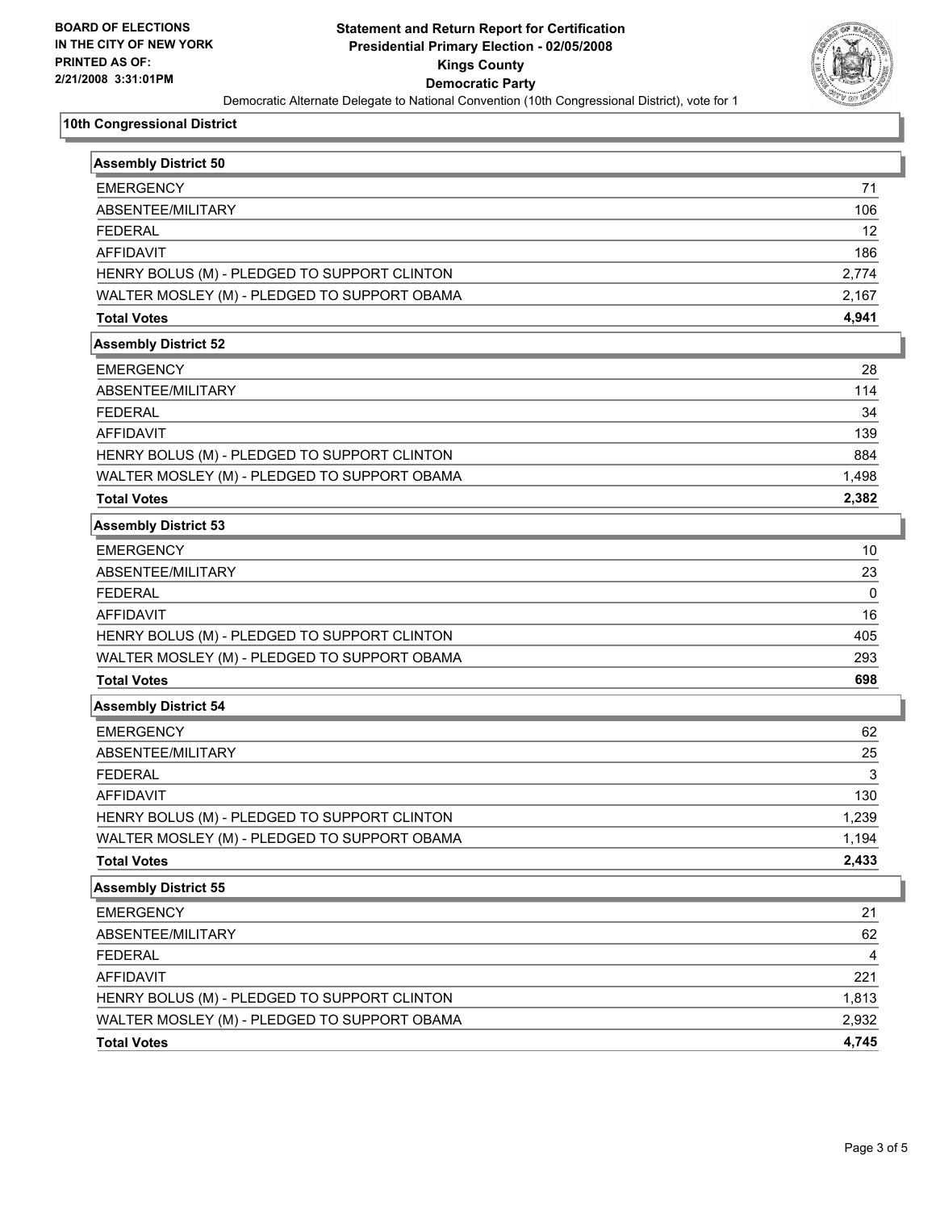**BOARD OF ELECTIONS IN THE CITY OF NEW YORK PRINTED AS OF: 2/21/2008 3:31:01PM**

# Statement and Return Report for Certification
## Presidential Primary Election - 02/05/2008
## Kings County
## Democratic Party

Democratic Alternate Delegate to National Convention (10th Congressional District), vote for 1

### 10th Congressional District

| Assembly District 50 | |
|---|---|
| EMERGENCY | 71 |
| ABSENTEE/MILITARY | 106 |
| FEDERAL | 12 |
| AFFIDAVIT | 186 |
| HENRY BOLUS (M) - PLEDGED TO SUPPORT CLINTON | 2,774 |
| WALTER MOSLEY (M) - PLEDGED TO SUPPORT OBAMA | 2,167 |
| **Total Votes** | **4,941** |

| Assembly District 52 | |
|---|---|
| EMERGENCY | 28 |
| ABSENTEE/MILITARY | 114 |
| FEDERAL | 34 |
| AFFIDAVIT | 139 |
| HENRY BOLUS (M) - PLEDGED TO SUPPORT CLINTON | 884 |
| WALTER MOSLEY (M) - PLEDGED TO SUPPORT OBAMA | 1,498 |
| **Total Votes** | **2,382** |

| Assembly District 53 | |
|---|---|
| EMERGENCY | 10 |
| ABSENTEE/MILITARY | 23 |
| FEDERAL | 0 |
| AFFIDAVIT | 16 |
| HENRY BOLUS (M) - PLEDGED TO SUPPORT CLINTON | 405 |
| WALTER MOSLEY (M) - PLEDGED TO SUPPORT OBAMA | 293 |
| **Total Votes** | **698** |

| Assembly District 54 | |
|---|---|
| EMERGENCY | 62 |
| ABSENTEE/MILITARY | 25 |
| FEDERAL | 3 |
| AFFIDAVIT | 130 |
| HENRY BOLUS (M) - PLEDGED TO SUPPORT CLINTON | 1,239 |
| WALTER MOSLEY (M) - PLEDGED TO SUPPORT OBAMA | 1,194 |
| **Total Votes** | **2,433** |

| Assembly District 55 | |
|---|---|
| EMERGENCY | 21 |
| ABSENTEE/MILITARY | 62 |
| FEDERAL | 4 |
| AFFIDAVIT | 221 |
| HENRY BOLUS (M) - PLEDGED TO SUPPORT CLINTON | 1,813 |
| WALTER MOSLEY (M) - PLEDGED TO SUPPORT OBAMA | 2,932 |
| **Total Votes** | **4,745** |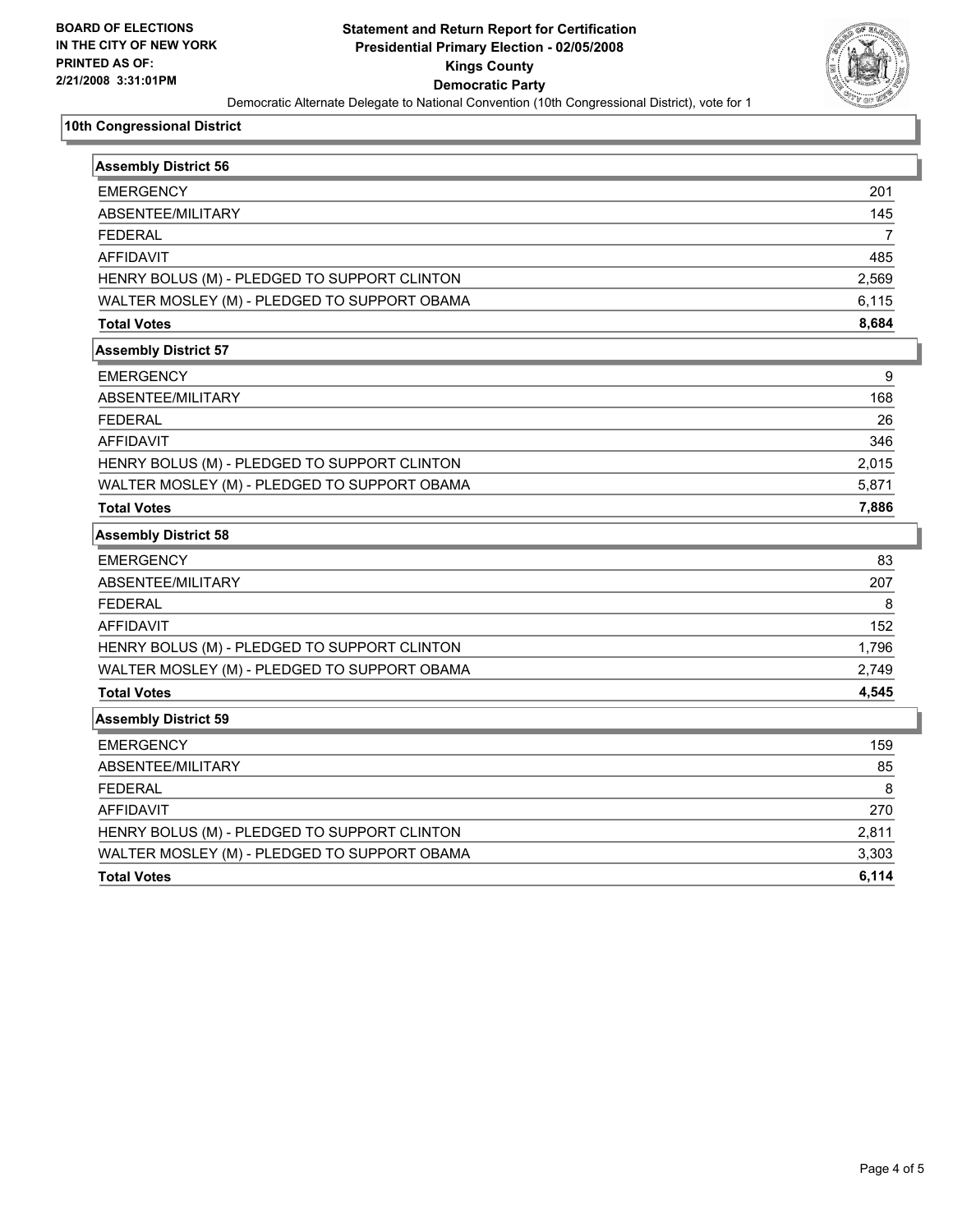**BOARD OF ELECTIONS IN THE CITY OF NEW YORK PRINTED AS OF: 2/21/2008 3:31:01PM**

# Statement and Return Report for Certification
## Presidential Primary Election - 02/05/2008
## Kings County
## Democratic Party

Democratic Alternate Delegate to National Convention (10th Congressional District), vote for 1

### 10th Congressional District

| Assembly District 56 | |
|---|---|
| EMERGENCY | 201 |
| ABSENTEE/MILITARY | 145 |
| FEDERAL | 7 |
| AFFIDAVIT | 485 |
| HENRY BOLUS (M) - PLEDGED TO SUPPORT CLINTON | 2,569 |
| WALTER MOSLEY (M) - PLEDGED TO SUPPORT OBAMA | 6,115 |
| **Total Votes** | **8,684** |

| Assembly District 57 | |
|---|---|
| EMERGENCY | 9 |
| ABSENTEE/MILITARY | 168 |
| FEDERAL | 26 |
| AFFIDAVIT | 346 |
| HENRY BOLUS (M) - PLEDGED TO SUPPORT CLINTON | 2,015 |
| WALTER MOSLEY (M) - PLEDGED TO SUPPORT OBAMA | 5,871 |
| **Total Votes** | **7,886** |

| Assembly District 58 | |
|---|---|
| EMERGENCY | 83 |
| ABSENTEE/MILITARY | 207 |
| FEDERAL | 8 |
| AFFIDAVIT | 152 |
| HENRY BOLUS (M) - PLEDGED TO SUPPORT CLINTON | 1,796 |
| WALTER MOSLEY (M) - PLEDGED TO SUPPORT OBAMA | 2,749 |
| **Total Votes** | **4,545** |

| Assembly District 59 | |
|---|---|
| EMERGENCY | 159 |
| ABSENTEE/MILITARY | 85 |
| FEDERAL | 8 |
| AFFIDAVIT | 270 |
| HENRY BOLUS (M) - PLEDGED TO SUPPORT CLINTON | 2,811 |
| WALTER MOSLEY (M) - PLEDGED TO SUPPORT OBAMA | 3,303 |
| **Total Votes** | **6,114** |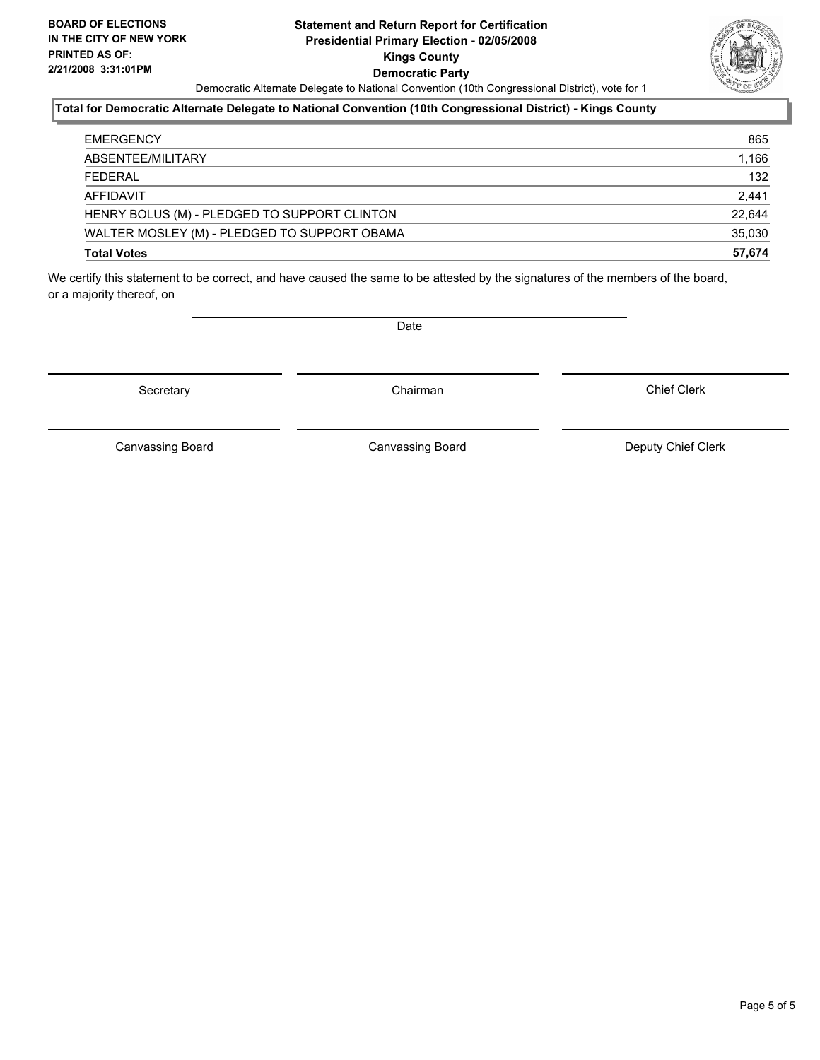BOARD OF ELECTIONS
IN THE CITY OF NEW YORK
PRINTED AS OF:
2/21/2008 3:31:01PM

# Statement and Return Report for Certification
## Presidential Primary Election - 02/05/2008
## Kings County
## Democratic Party

Democratic Alternate Delegate to National Convention (10th Congressional District), vote for 1

### Total for Democratic Alternate Delegate to National Convention (10th Congressional District) - Kings County

| | |
|---|---|
| EMERGENCY | 865 |
| ABSENTEE/MILITARY | 1,166 |
| FEDERAL | 132 |
| AFFIDAVIT | 2,441 |
| HENRY BOLUS (M) - PLEDGED TO SUPPORT CLINTON | 22,644 |
| WALTER MOSLEY (M) - PLEDGED TO SUPPORT OBAMA | 35,030 |
| **Total Votes** | **57,674** |

We certify this statement to be correct, and have caused the same to be attested by the signatures of the members of the board, or a majority thereof, on

Date

Secretary | Chairman | Chief Clerk

Canvassing Board | Canvassing Board | Deputy Chief Clerk